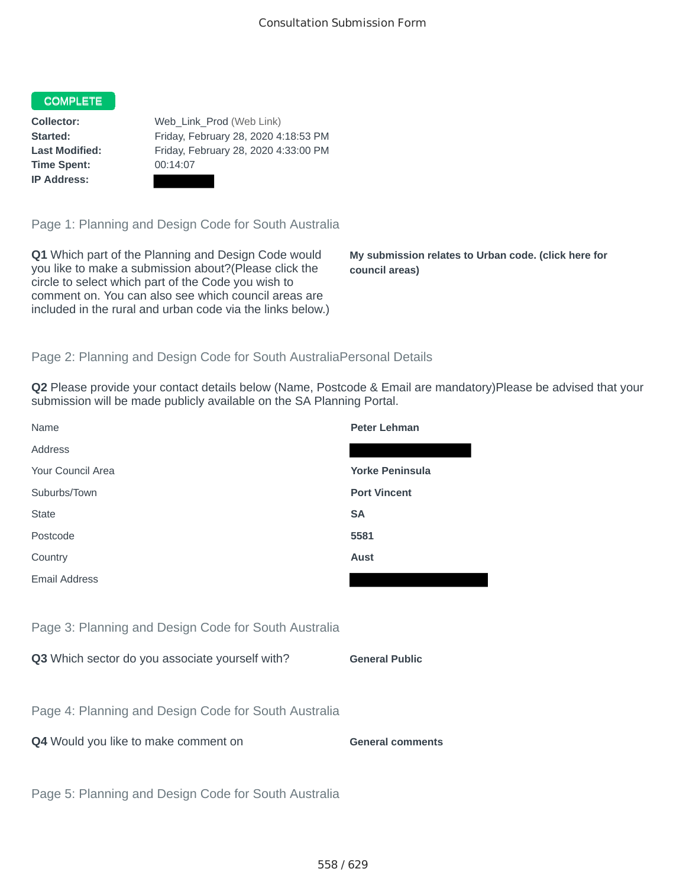Consultation Submission Form

**COMPLETE**

| | |
|---|---|
| **Collector:** | Web_Link_Prod (Web Link) |
| **Started:** | Friday, February 28, 2020 4:18:53 PM |
| **Last Modified:** | Friday, February 28, 2020 4:33:00 PM |
| **Time Spent:** | 00:14:07 |
| **IP Address:** | |

## Page 1: Planning and Design Code for South Australia

**Q1** Which part of the Planning and Design Code would you like to make a submission about?(Please click the circle to select which part of the Code you wish to comment on. You can also see which council areas are included in the rural and urban code via the links below.)

**My submission relates to Urban code. (click here for council areas)**

## Page 2: Planning and Design Code for South AustraliaPersonal Details

**Q2** Please provide your contact details below (Name, Postcode & Email are mandatory)Please be advised that your submission will be made publicly available on the SA Planning Portal.

| | |
|---|---|
| Name | **Peter Lehman** |
| Address | |
| Your Council Area | **Yorke Peninsula** |
| Suburbs/Town | **Port Vincent** |
| State | **SA** |
| Postcode | **5581** |
| Country | **Aust** |
| Email Address | |

## Page 3: Planning and Design Code for South Australia

**Q3** Which sector do you associate yourself with? **General Public**

## Page 4: Planning and Design Code for South Australia

**Q4** Would you like to make comment on **General comments**

## Page 5: Planning and Design Code for South Australia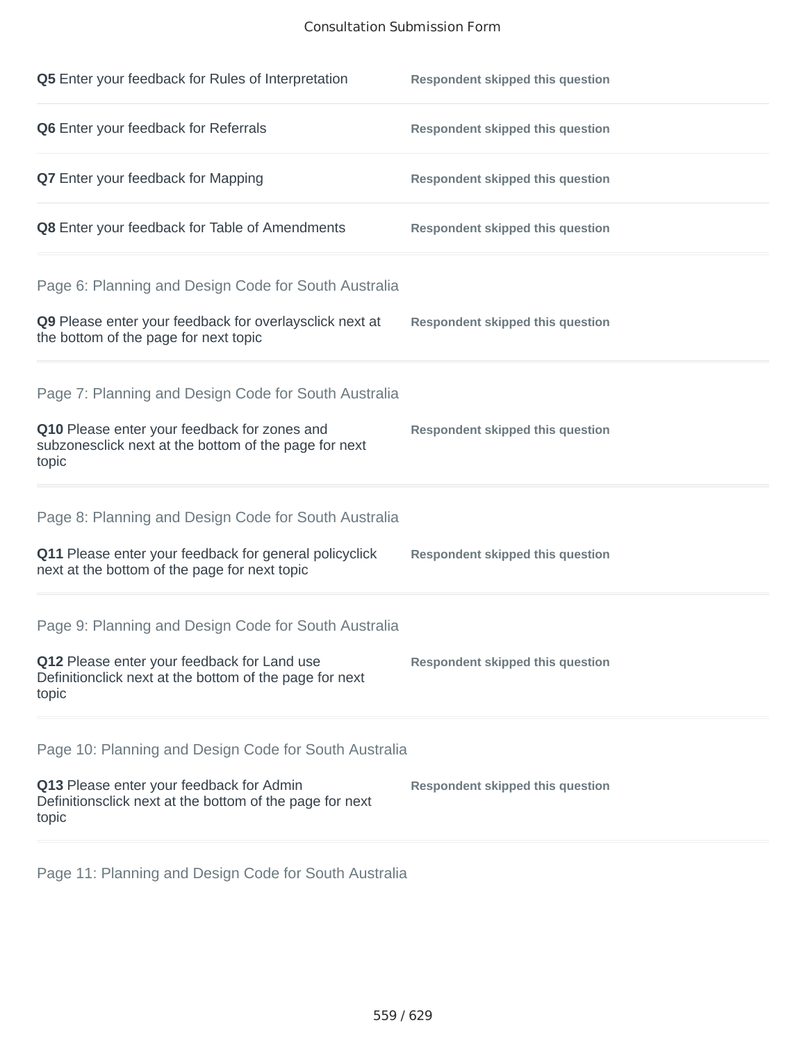**Q5** Enter your feedback for Rules of Interpretation — **Respondent skipped this question**

**Q6** Enter your feedback for Referrals — **Respondent skipped this question**

**Q7** Enter your feedback for Mapping — **Respondent skipped this question**

**Q8** Enter your feedback for Table of Amendments — **Respondent skipped this question**

## Page 6: Planning and Design Code for South Australia

**Q9** Please enter your feedback for overlaysclick next at the bottom of the page for next topic — **Respondent skipped this question**

## Page 7: Planning and Design Code for South Australia

**Q10** Please enter your feedback for zones and subzonesclick next at the bottom of the page for next topic — **Respondent skipped this question**

## Page 8: Planning and Design Code for South Australia

**Q11** Please enter your feedback for general policyclick next at the bottom of the page for next topic — **Respondent skipped this question**

## Page 9: Planning and Design Code for South Australia

**Q12** Please enter your feedback for Land use Definitionclick next at the bottom of the page for next topic — **Respondent skipped this question**

## Page 10: Planning and Design Code for South Australia

**Q13** Please enter your feedback for Admin Definitionsclick next at the bottom of the page for next topic — **Respondent skipped this question**

## Page 11: Planning and Design Code for South Australia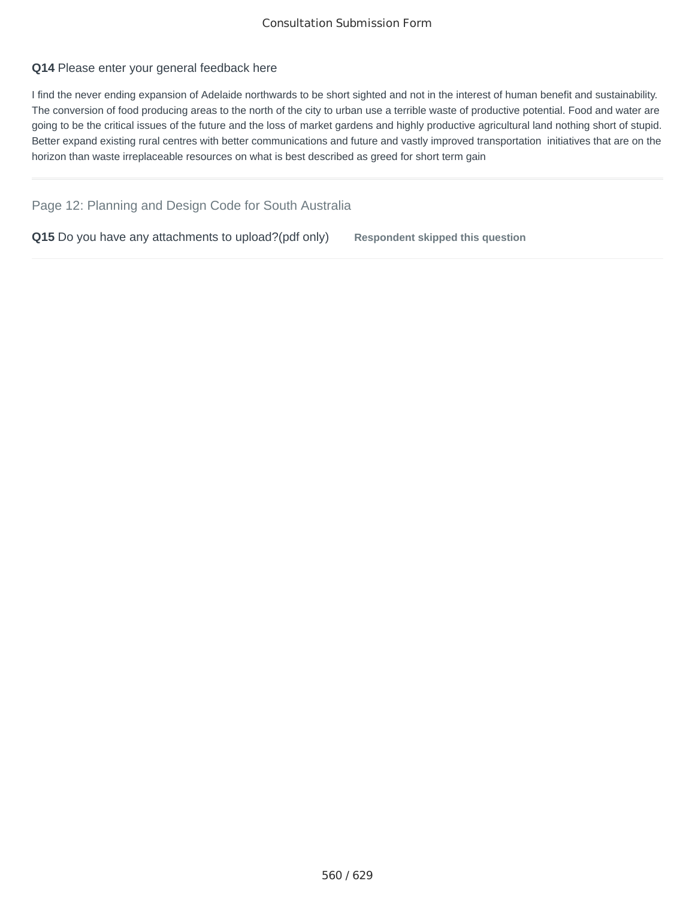**Q14** Please enter your general feedback here

I find the never ending expansion of Adelaide northwards to be short sighted and not in the interest of human benefit and sustainability. The conversion of food producing areas to the north of the city to urban use a terrible waste of productive potential. Food and water are going to be the critical issues of the future and the loss of market gardens and highly productive agricultural land nothing short of stupid. Better expand existing rural centres with better communications and future and vastly improved transportation initiatives that are on the horizon than waste irreplaceable resources on what is best described as greed for short term gain

## Page 12: Planning and Design Code for South Australia

**Q15** Do you have any attachments to upload?(pdf only) **Respondent skipped this question**